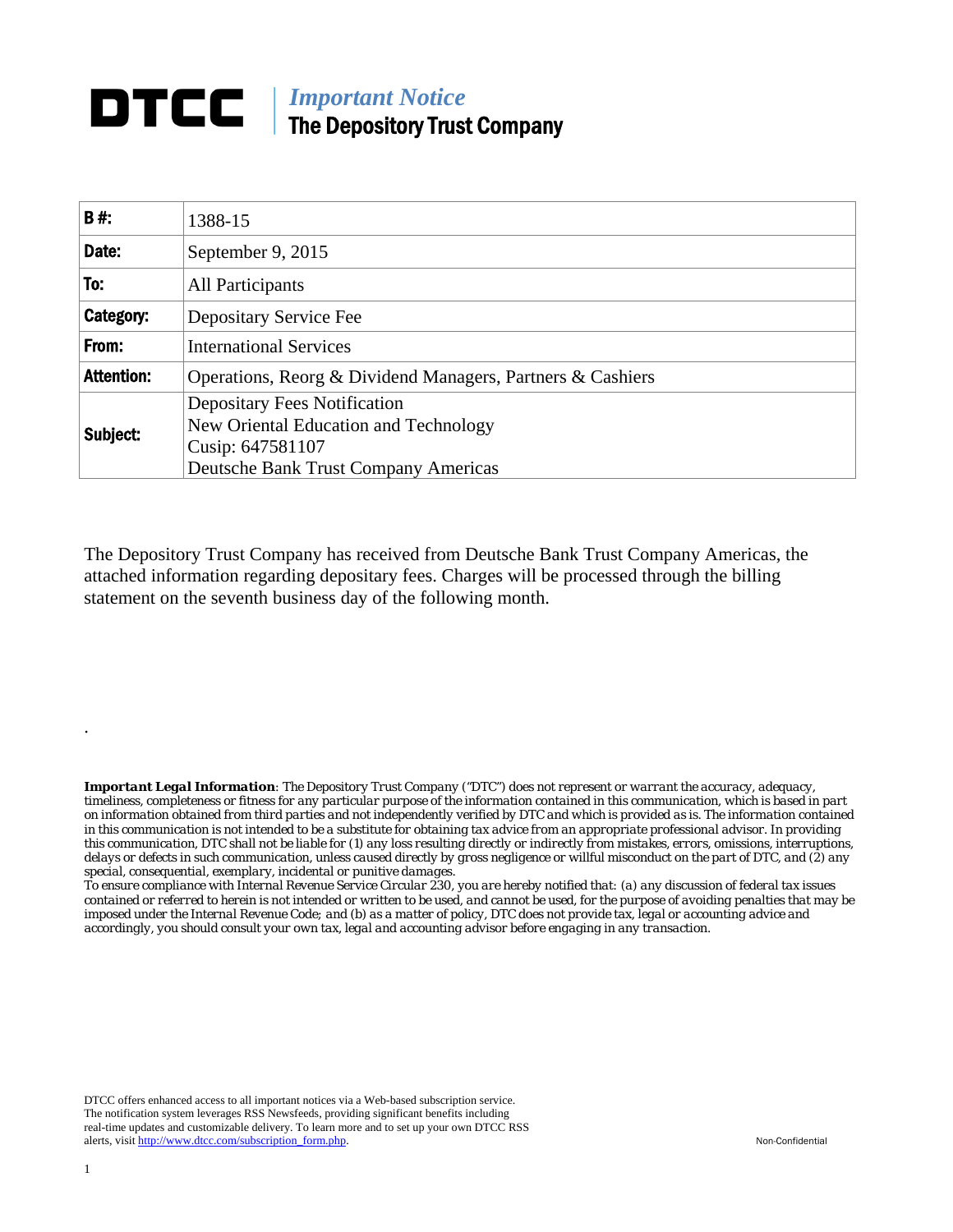# DTCC

*Important Notice*
**The Depository Trust Company**

| **B #:** | 1388-15 |
|---|---|
| **Date:** | September 9, 2015 |
| **To:** | All Participants |
| **Category:** | Depositary Service Fee |
| **From:** | International Services |
| **Attention:** | Operations, Reorg & Dividend Managers, Partners & Cashiers |
| **Subject:** | Depositary Fees Notification<br>New Oriental Education and Technology<br>Cusip: 647581107<br>Deutsche Bank Trust Company Americas |

The Depository Trust Company has received from Deutsche Bank Trust Company Americas, the attached information regarding depositary fees. Charges will be processed through the billing statement on the seventh business day of the following month.

.

***Important Legal Information**: The Depository Trust Company ("DTC") does not represent or warrant the accuracy, adequacy, timeliness, completeness or fitness for any particular purpose of the information contained in this communication, which is based in part on information obtained from third parties and not independently verified by DTC and which is provided as is. The information contained in this communication is not intended to be a substitute for obtaining tax advice from an appropriate professional advisor. In providing this communication, DTC shall not be liable for (1) any loss resulting directly or indirectly from mistakes, errors, omissions, interruptions, delays or defects in such communication, unless caused directly by gross negligence or willful misconduct on the part of DTC, and (2) any special, consequential, exemplary, incidental or punitive damages.*
*To ensure compliance with Internal Revenue Service Circular 230, you are hereby notified that: (a) any discussion of federal tax issues contained or referred to herein is not intended or written to be used, and cannot be used, for the purpose of avoiding penalties that may be imposed under the Internal Revenue Code; and (b) as a matter of policy, DTC does not provide tax, legal or accounting advice and accordingly, you should consult your own tax, legal and accounting advisor before engaging in any transaction.*

DTCC offers enhanced access to all important notices via a Web-based subscription service. The notification system leverages RSS Newsfeeds, providing significant benefits including real-time updates and customizable delivery. To learn more and to set up your own DTCC RSS alerts, visit http://www.dtcc.com/subscription_form.php.

Non-Confidential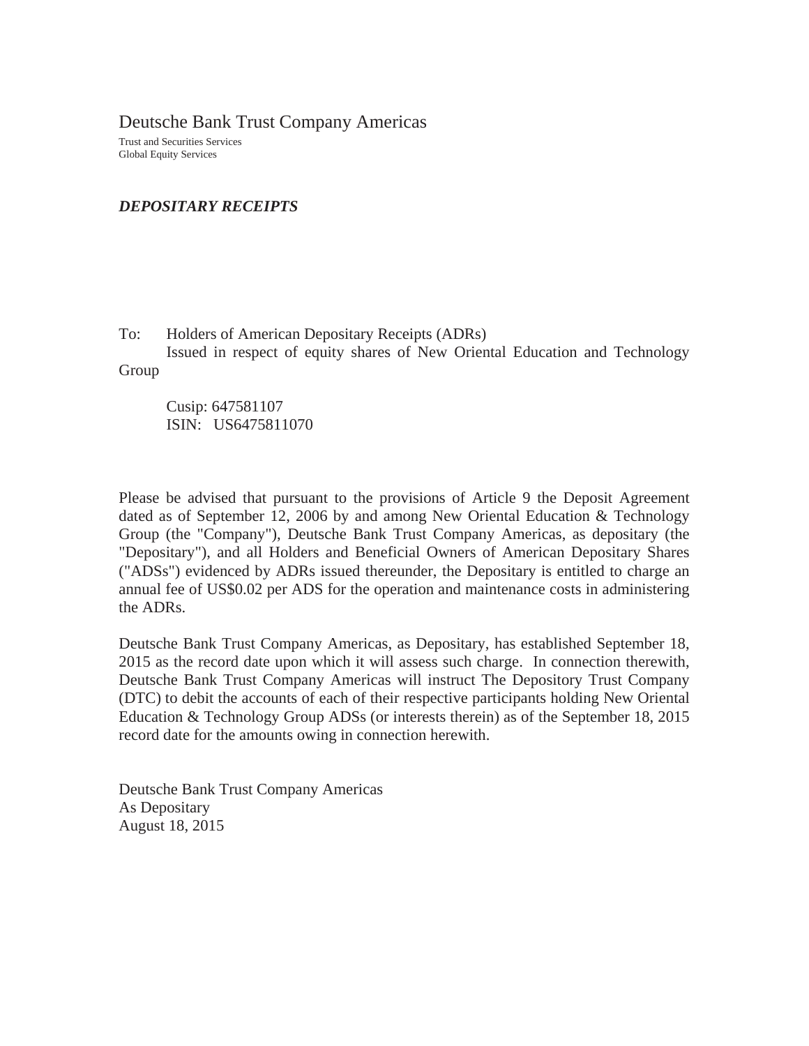Deutsche Bank Trust Company Americas

Trust and Securities Services
Global Equity Services

***DEPOSITARY RECEIPTS***

To: Holders of American Depositary Receipts (ADRs)
Issued in respect of equity shares of New Oriental Education and Technology Group

Cusip: 647581107
ISIN: US6475811070

Please be advised that pursuant to the provisions of Article 9 the Deposit Agreement dated as of September 12, 2006 by and among New Oriental Education & Technology Group (the "Company"), Deutsche Bank Trust Company Americas, as depositary (the "Depositary"), and all Holders and Beneficial Owners of American Depositary Shares ("ADSs") evidenced by ADRs issued thereunder, the Depositary is entitled to charge an annual fee of US$0.02 per ADS for the operation and maintenance costs in administering the ADRs.

Deutsche Bank Trust Company Americas, as Depositary, has established September 18, 2015 as the record date upon which it will assess such charge. In connection therewith, Deutsche Bank Trust Company Americas will instruct The Depository Trust Company (DTC) to debit the accounts of each of their respective participants holding New Oriental Education & Technology Group ADSs (or interests therein) as of the September 18, 2015 record date for the amounts owing in connection herewith.

Deutsche Bank Trust Company Americas
As Depositary
August 18, 2015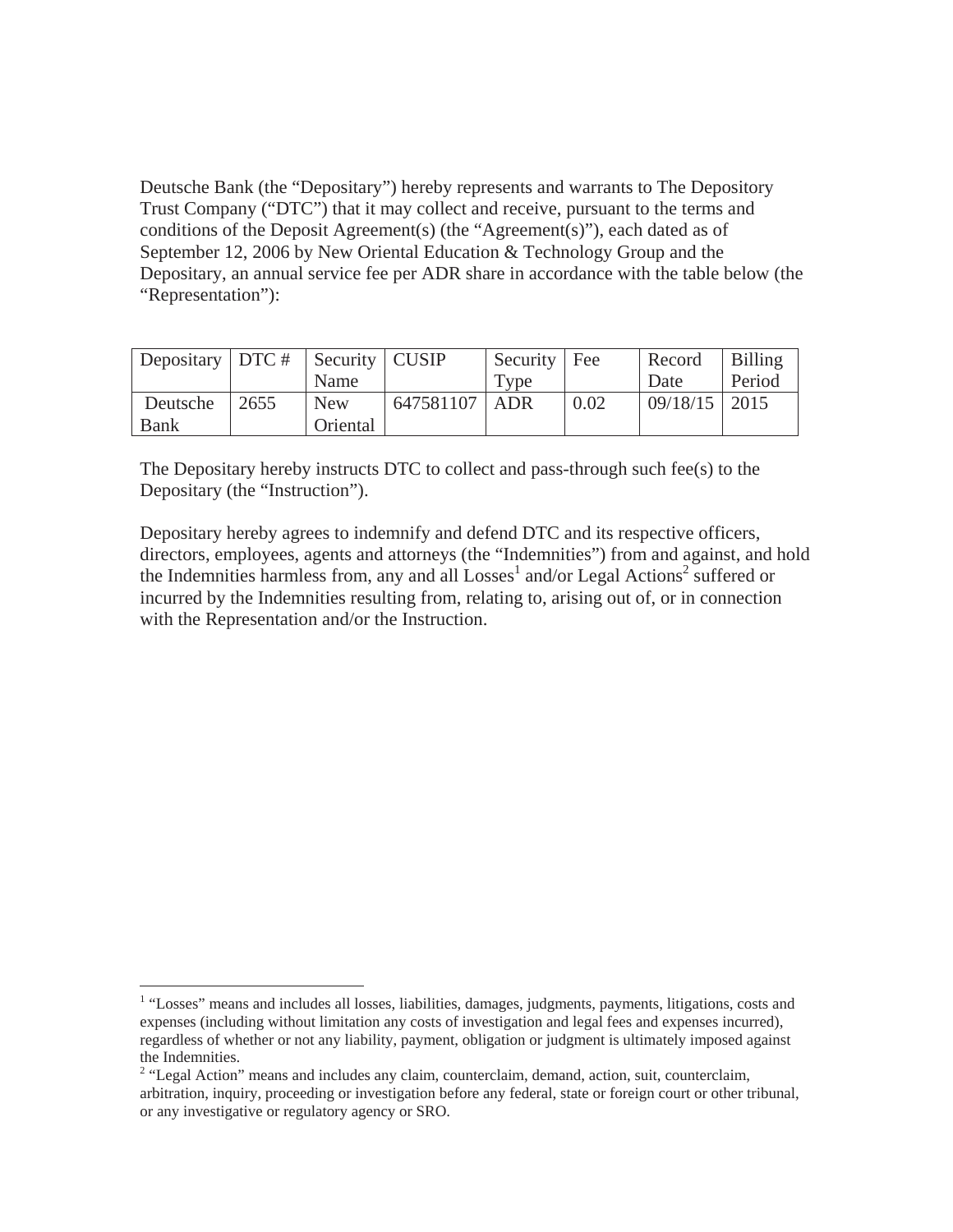Deutsche Bank (the "Depositary") hereby represents and warrants to The Depository Trust Company ("DTC") that it may collect and receive, pursuant to the terms and conditions of the Deposit Agreement(s) (the "Agreement(s)"), each dated as of September 12, 2006 by New Oriental Education & Technology Group and the Depositary, an annual service fee per ADR share in accordance with the table below (the "Representation"):

| Depositary | DTC # | Security Name | CUSIP | Security Type | Fee | Record Date | Billing Period |
|---|---|---|---|---|---|---|---|
| Deutsche Bank | 2655 | New Oriental | 647581107 | ADR | 0.02 | 09/18/15 | 2015 |

The Depositary hereby instructs DTC to collect and pass-through such fee(s) to the Depositary (the "Instruction").

Depositary hereby agrees to indemnify and defend DTC and its respective officers, directors, employees, agents and attorneys (the "Indemnities") from and against, and hold the Indemnities harmless from, any and all Losses[1] and/or Legal Actions[2] suffered or incurred by the Indemnities resulting from, relating to, arising out of, or in connection with the Representation and/or the Instruction.

---

[1] "Losses" means and includes all losses, liabilities, damages, judgments, payments, litigations, costs and expenses (including without limitation any costs of investigation and legal fees and expenses incurred), regardless of whether or not any liability, payment, obligation or judgment is ultimately imposed against the Indemnities.

[2] "Legal Action" means and includes any claim, counterclaim, demand, action, suit, counterclaim, arbitration, inquiry, proceeding or investigation before any federal, state or foreign court or other tribunal, or any investigative or regulatory agency or SRO.